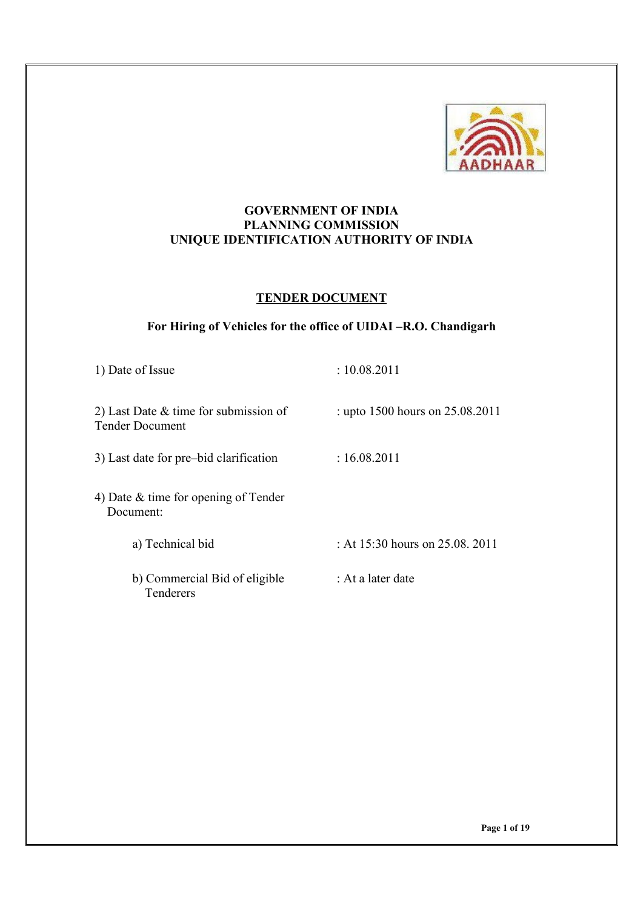**GOVERNMENT OF INDIA**
**PLANNING COMMISSION**
**UNIQUE IDENTIFICATION AUTHORITY OF INDIA**

## TENDER DOCUMENT

**For Hiring of Vehicles for the office of UIDAI –R.O. Chandigarh**

1) Date of Issue : 10.08.2011

2) Last Date & time for submission of Tender Document : upto 1500 hours on 25.08.2011

3) Last date for pre–bid clarification : 16.08.2011

4) Date & time for opening of Tender Document:

a) Technical bid : At 15:30 hours on 25.08. 2011

b) Commercial Bid of eligible Tenderers : At a later date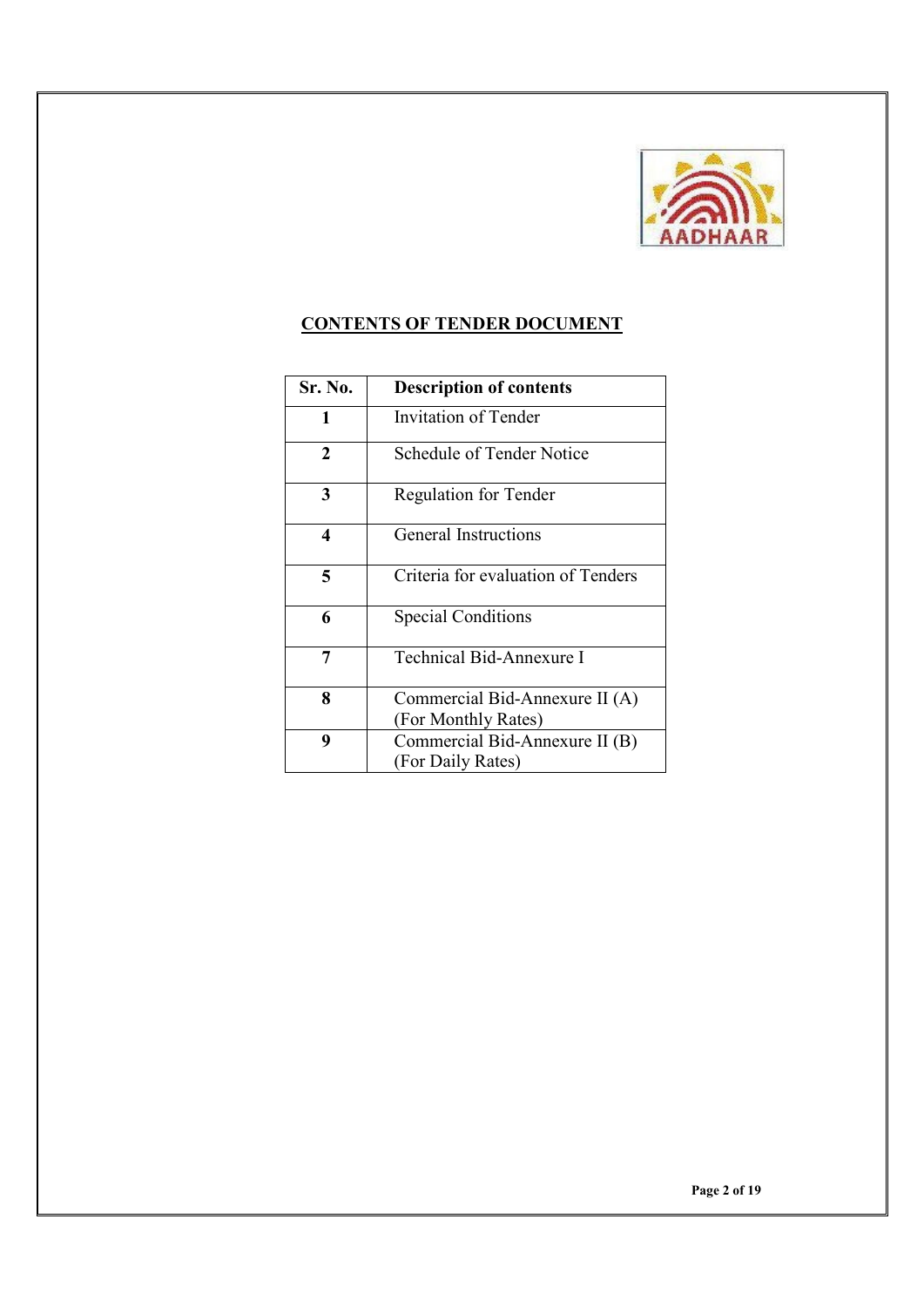## CONTENTS OF TENDER DOCUMENT

| Sr. No. | Description of contents |
|---|---|
| 1 | Invitation of Tender |
| 2 | Schedule of Tender Notice |
| 3 | Regulation for Tender |
| 4 | General Instructions |
| 5 | Criteria for evaluation of Tenders |
| 6 | Special Conditions |
| 7 | Technical Bid-Annexure I |
| 8 | Commercial Bid-Annexure II (A) (For Monthly Rates) |
| 9 | Commercial Bid-Annexure II (B) (For Daily Rates) |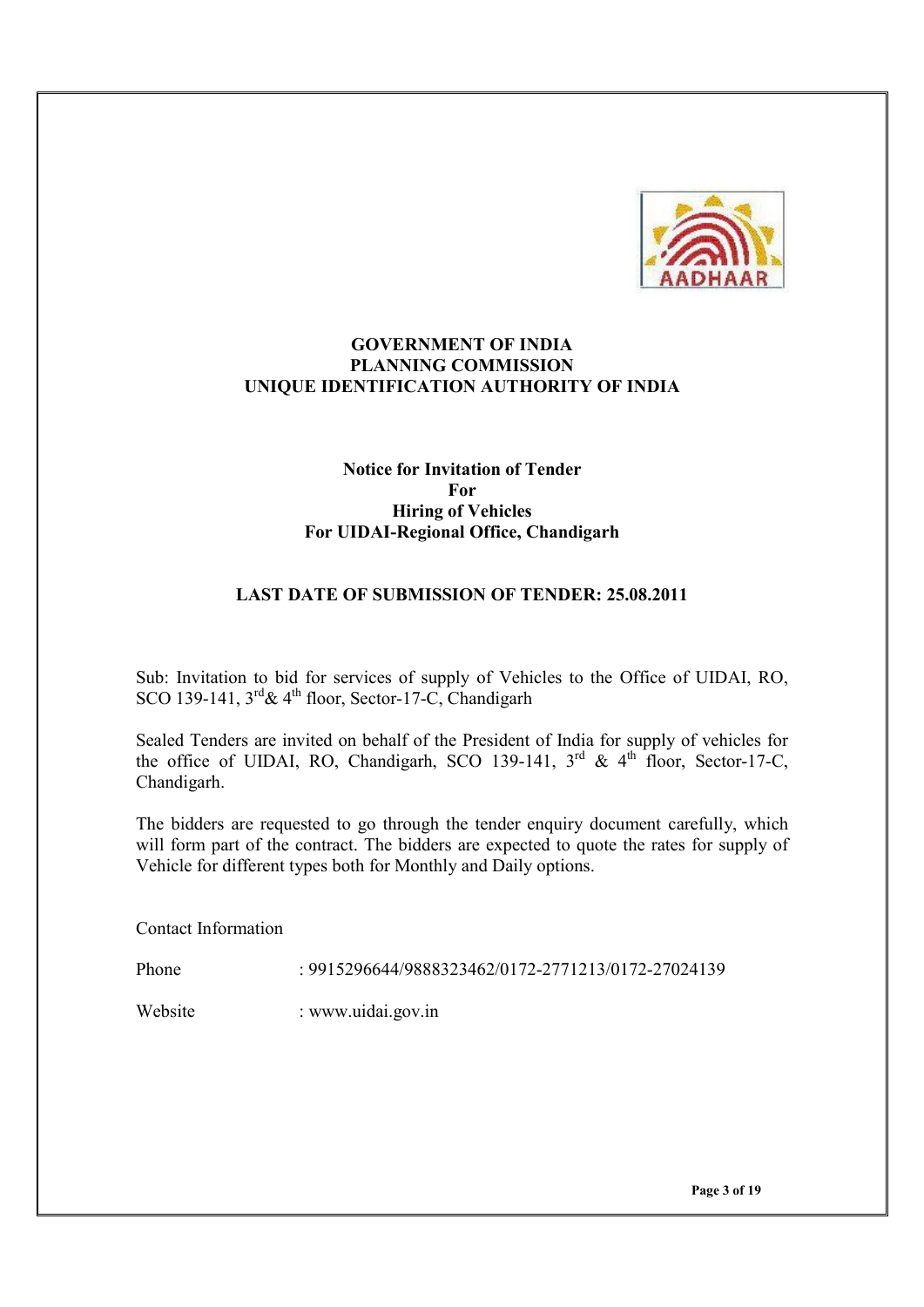**GOVERNMENT OF INDIA**
**PLANNING COMMISSION**
**UNIQUE IDENTIFICATION AUTHORITY OF INDIA**

**Notice for Invitation of Tender**
**For**
**Hiring of Vehicles**
**For UIDAI-Regional Office, Chandigarh**

**LAST DATE OF SUBMISSION OF TENDER: 25.08.2011**

Sub: Invitation to bid for services of supply of Vehicles to the Office of UIDAI, RO, SCO 139-141, 3rd& 4th floor, Sector-17-C, Chandigarh

Sealed Tenders are invited on behalf of the President of India for supply of vehicles for the office of UIDAI, RO, Chandigarh, SCO 139-141, 3rd & 4th floor, Sector-17-C, Chandigarh.

The bidders are requested to go through the tender enquiry document carefully, which will form part of the contract. The bidders are expected to quote the rates for supply of Vehicle for different types both for Monthly and Daily options.

Contact Information

Phone : 9915296644/9888323462/0172-2771213/0172-27024139

Website : www.uidai.gov.in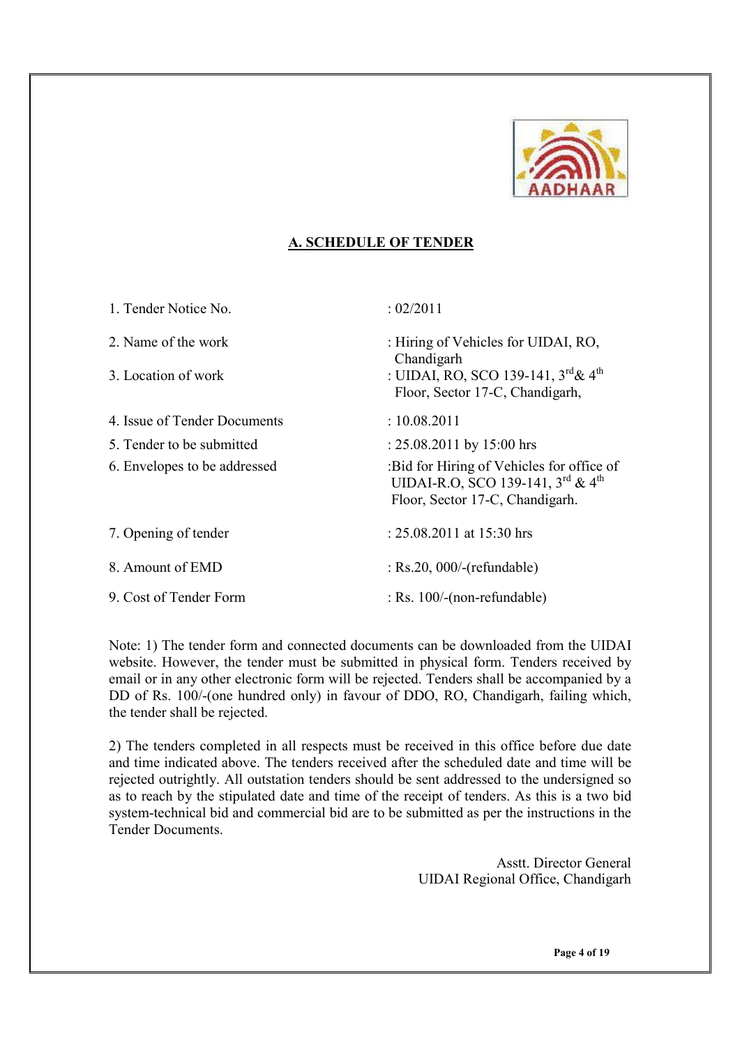## A. SCHEDULE OF TENDER

| | |
|---|---|
| 1. Tender Notice No. | : 02/2011 |
| 2. Name of the work | : Hiring of Vehicles for UIDAI, RO, Chandigarh |
| 3. Location of work | : UIDAI, RO, SCO 139-141, 3rd & 4th Floor, Sector 17-C, Chandigarh, |
| 4. Issue of Tender Documents | : 10.08.2011 |
| 5. Tender to be submitted | : 25.08.2011 by 15:00 hrs |
| 6. Envelopes to be addressed | :Bid for Hiring of Vehicles for office of UIDAI-R.O, SCO 139-141, 3rd & 4th Floor, Sector 17-C, Chandigarh. |
| 7. Opening of tender | : 25.08.2011 at 15:30 hrs |
| 8. Amount of EMD | : Rs.20, 000/-(refundable) |
| 9. Cost of Tender Form | : Rs. 100/-(non-refundable) |

Note: 1) The tender form and connected documents can be downloaded from the UIDAI website. However, the tender must be submitted in physical form. Tenders received by email or in any other electronic form will be rejected. Tenders shall be accompanied by a DD of Rs. 100/-(one hundred only) in favour of DDO, RO, Chandigarh, failing which, the tender shall be rejected.

2) The tenders completed in all respects must be received in this office before due date and time indicated above. The tenders received after the scheduled date and time will be rejected outrightly. All outstation tenders should be sent addressed to the undersigned so as to reach by the stipulated date and time of the receipt of tenders. As this is a two bid system-technical bid and commercial bid are to be submitted as per the instructions in the Tender Documents.

Asstt. Director General
UIDAI Regional Office, Chandigarh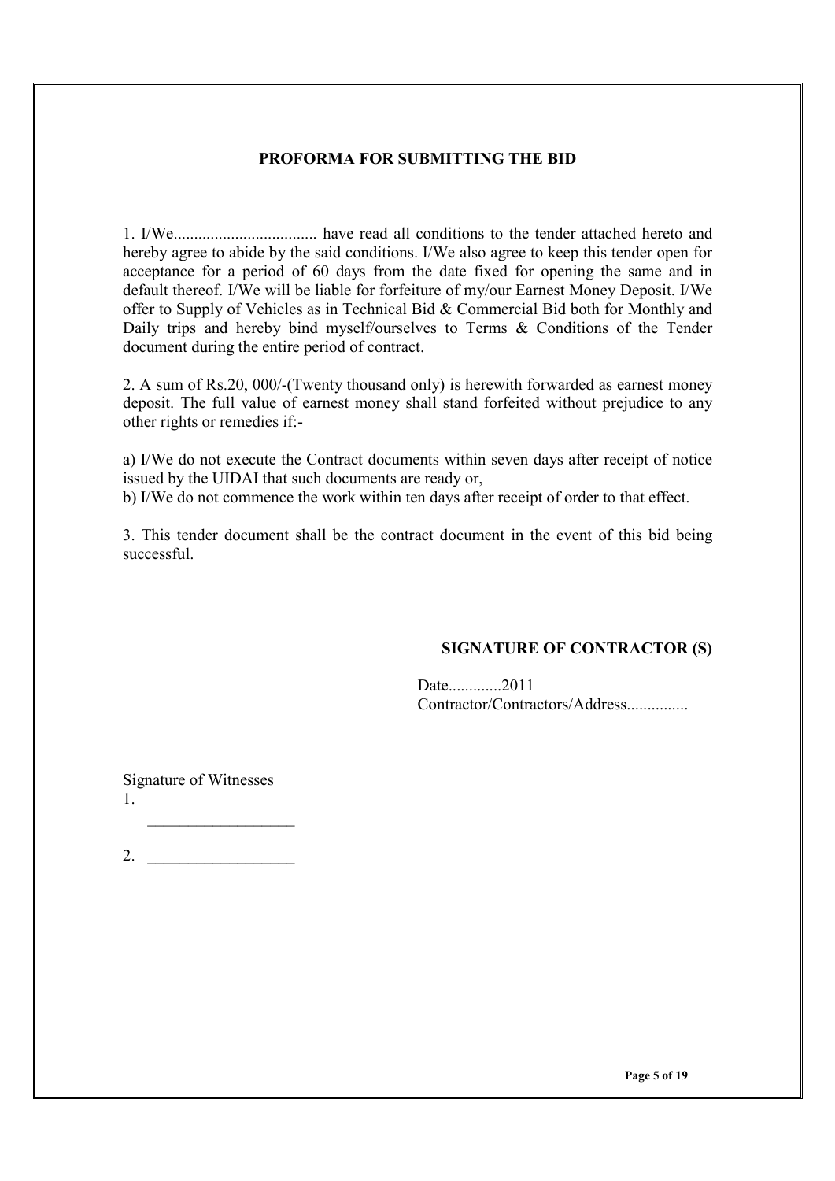## PROFORMA FOR SUBMITTING THE BID

1. I/We.................................. have read all conditions to the tender attached hereto and hereby agree to abide by the said conditions. I/We also agree to keep this tender open for acceptance for a period of 60 days from the date fixed for opening the same and in default thereof. I/We will be liable for forfeiture of my/our Earnest Money Deposit. I/We offer to Supply of Vehicles as in Technical Bid & Commercial Bid both for Monthly and Daily trips and hereby bind myself/ourselves to Terms & Conditions of the Tender document during the entire period of contract.

2. A sum of Rs.20, 000/-(Twenty thousand only) is herewith forwarded as earnest money deposit. The full value of earnest money shall stand forfeited without prejudice to any other rights or remedies if:-

a) I/We do not execute the Contract documents within seven days after receipt of notice issued by the UIDAI that such documents are ready or,
b) I/We do not commence the work within ten days after receipt of order to that effect.

3. This tender document shall be the contract document in the event of this bid being successful.

**SIGNATURE OF CONTRACTOR (S)**

Date.............2011
Contractor/Contractors/Address..............

Signature of Witnesses

1. __________________

2. __________________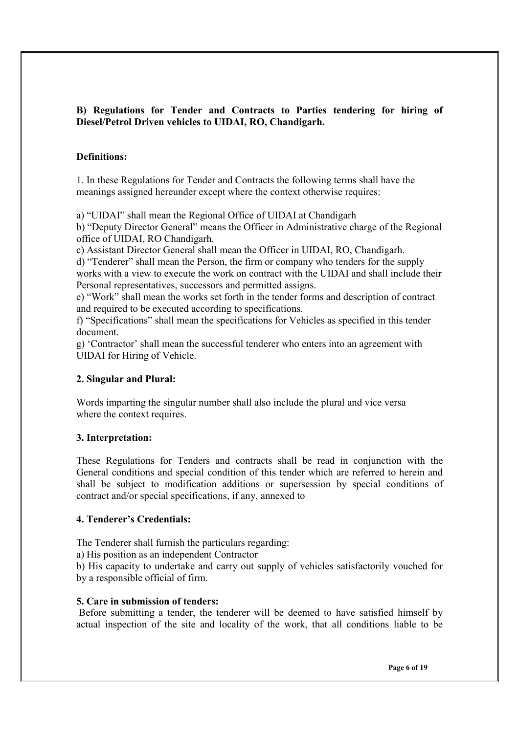**B) Regulations for Tender and Contracts to Parties tendering for hiring of Diesel/Petrol Driven vehicles to UIDAI, RO, Chandigarh.**

**Definitions:**

1. In these Regulations for Tender and Contracts the following terms shall have the meanings assigned hereunder except where the context otherwise requires:

a) "UIDAI" shall mean the Regional Office of UIDAI at Chandigarh
b) "Deputy Director General" means the Officer in Administrative charge of the Regional office of UIDAI, RO Chandigarh.
c) Assistant Director General shall mean the Officer in UIDAI, RO, Chandigarh.
d) "Tenderer" shall mean the Person, the firm or company who tenders for the supply works with a view to execute the work on contract with the UIDAI and shall include their Personal representatives, successors and permitted assigns.
e) "Work" shall mean the works set forth in the tender forms and description of contract and required to be executed according to specifications.
f) "Specifications" shall mean the specifications for Vehicles as specified in this tender document.
g) 'Contractor' shall mean the successful tenderer who enters into an agreement with UIDAI for Hiring of Vehicle.

**2. Singular and Plural:**

Words imparting the singular number shall also include the plural and vice versa where the context requires.

**3. Interpretation:**

These Regulations for Tenders and contracts shall be read in conjunction with the General conditions and special condition of this tender which are referred to herein and shall be subject to modification additions or supersession by special conditions of contract and/or special specifications, if any, annexed to

**4. Tenderer's Credentials:**

The Tenderer shall furnish the particulars regarding:
a) His position as an independent Contractor
b) His capacity to undertake and carry out supply of vehicles satisfactorily vouched for by a responsible official of firm.

**5. Care in submission of tenders:**

Before submitting a tender, the tenderer will be deemed to have satisfied himself by actual inspection of the site and locality of the work, that all conditions liable to be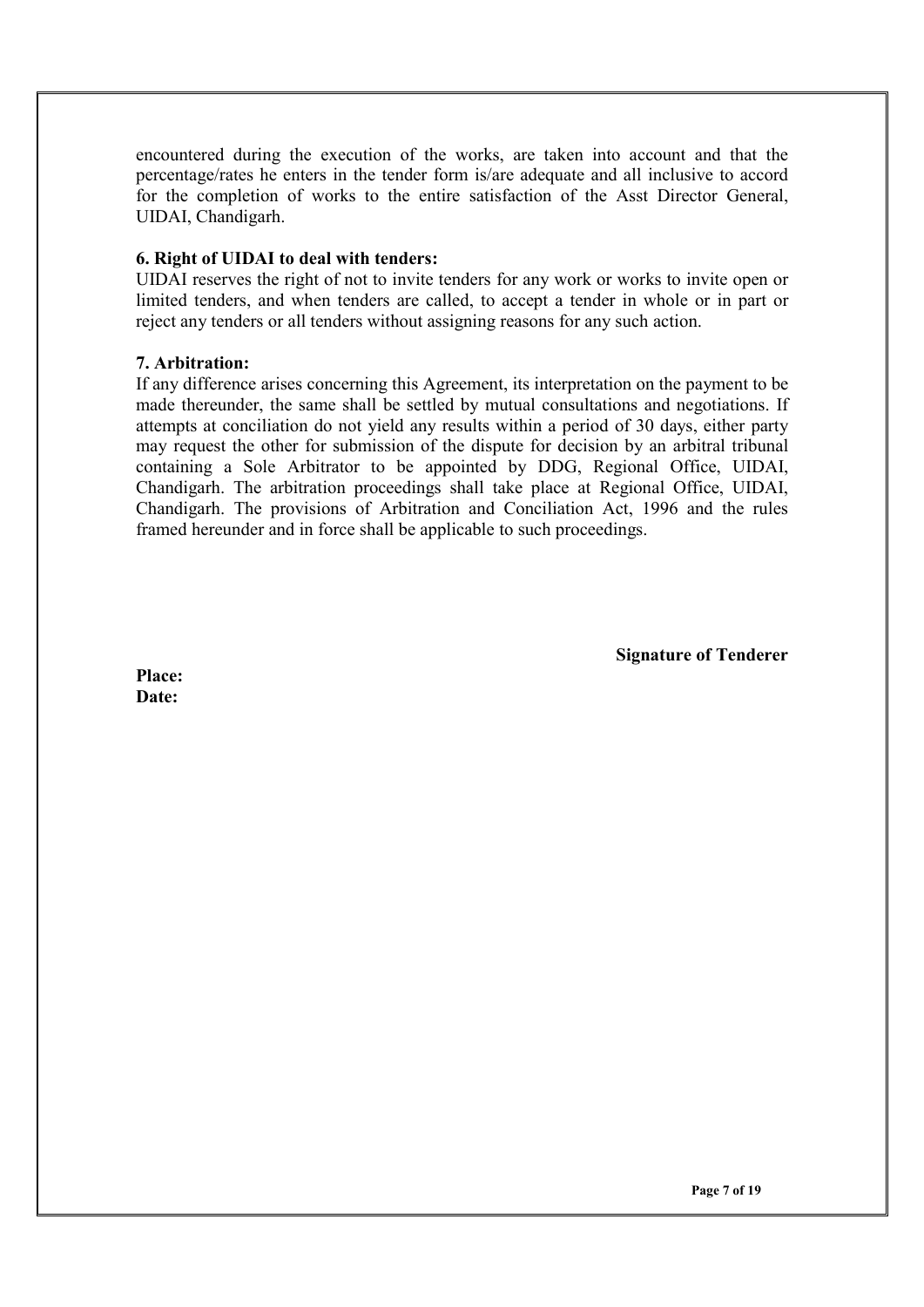encountered during the execution of the works, are taken into account and that the percentage/rates he enters in the tender form is/are adequate and all inclusive to accord for the completion of works to the entire satisfaction of the Asst Director General, UIDAI, Chandigarh.

**6. Right of UIDAI to deal with tenders:**

UIDAI reserves the right of not to invite tenders for any work or works to invite open or limited tenders, and when tenders are called, to accept a tender in whole or in part or reject any tenders or all tenders without assigning reasons for any such action.

**7. Arbitration:**

If any difference arises concerning this Agreement, its interpretation on the payment to be made thereunder, the same shall be settled by mutual consultations and negotiations. If attempts at conciliation do not yield any results within a period of 30 days, either party may request the other for submission of the dispute for decision by an arbitral tribunal containing a Sole Arbitrator to be appointed by DDG, Regional Office, UIDAI, Chandigarh. The arbitration proceedings shall take place at Regional Office, UIDAI, Chandigarh. The provisions of Arbitration and Conciliation Act, 1996 and the rules framed hereunder and in force shall be applicable to such proceedings.

**Signature of Tenderer**

**Place:**
**Date:**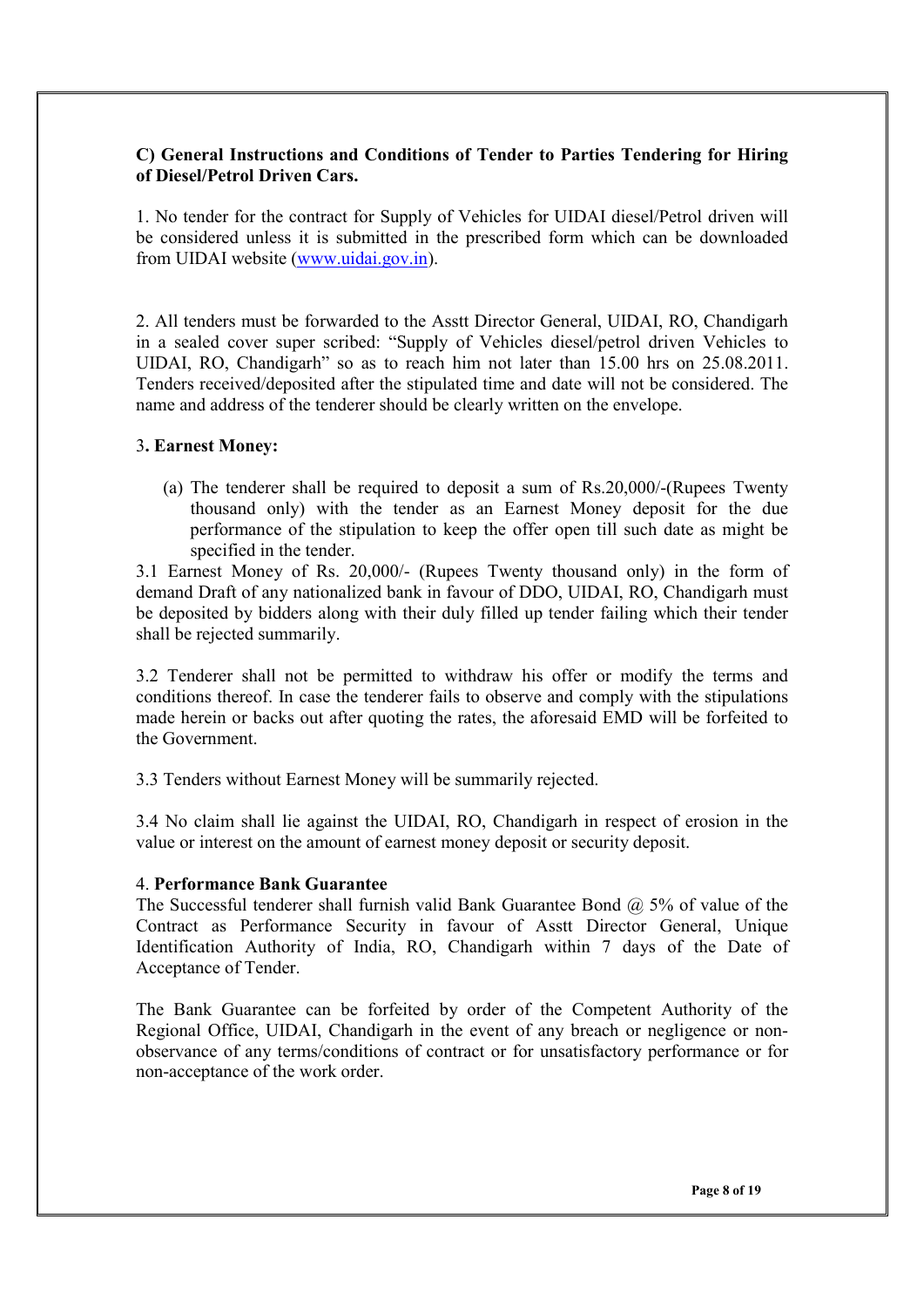**C) General Instructions and Conditions of Tender to Parties Tendering for Hiring of Diesel/Petrol Driven Cars.**

1. No tender for the contract for Supply of Vehicles for UIDAI diesel/Petrol driven will be considered unless it is submitted in the prescribed form which can be downloaded from UIDAI website (www.uidai.gov.in).

2. All tenders must be forwarded to the Asstt Director General, UIDAI, RO, Chandigarh in a sealed cover super scribed: "Supply of Vehicles diesel/petrol driven Vehicles to UIDAI, RO, Chandigarh" so as to reach him not later than 15.00 hrs on 25.08.2011. Tenders received/deposited after the stipulated time and date will not be considered. The name and address of the tenderer should be clearly written on the envelope.

3**. Earnest Money:**

(a) The tenderer shall be required to deposit a sum of Rs.20,000/-(Rupees Twenty thousand only) with the tender as an Earnest Money deposit for the due performance of the stipulation to keep the offer open till such date as might be specified in the tender.

3.1 Earnest Money of Rs. 20,000/- (Rupees Twenty thousand only) in the form of demand Draft of any nationalized bank in favour of DDO, UIDAI, RO, Chandigarh must be deposited by bidders along with their duly filled up tender failing which their tender shall be rejected summarily.

3.2 Tenderer shall not be permitted to withdraw his offer or modify the terms and conditions thereof. In case the tenderer fails to observe and comply with the stipulations made herein or backs out after quoting the rates, the aforesaid EMD will be forfeited to the Government.

3.3 Tenders without Earnest Money will be summarily rejected.

3.4 No claim shall lie against the UIDAI, RO, Chandigarh in respect of erosion in the value or interest on the amount of earnest money deposit or security deposit.

4. **Performance Bank Guarantee**

The Successful tenderer shall furnish valid Bank Guarantee Bond @ 5% of value of the Contract as Performance Security in favour of Asstt Director General, Unique Identification Authority of India, RO, Chandigarh within 7 days of the Date of Acceptance of Tender.

The Bank Guarantee can be forfeited by order of the Competent Authority of the Regional Office, UIDAI, Chandigarh in the event of any breach or negligence or non-observance of any terms/conditions of contract or for unsatisfactory performance or for non-acceptance of the work order.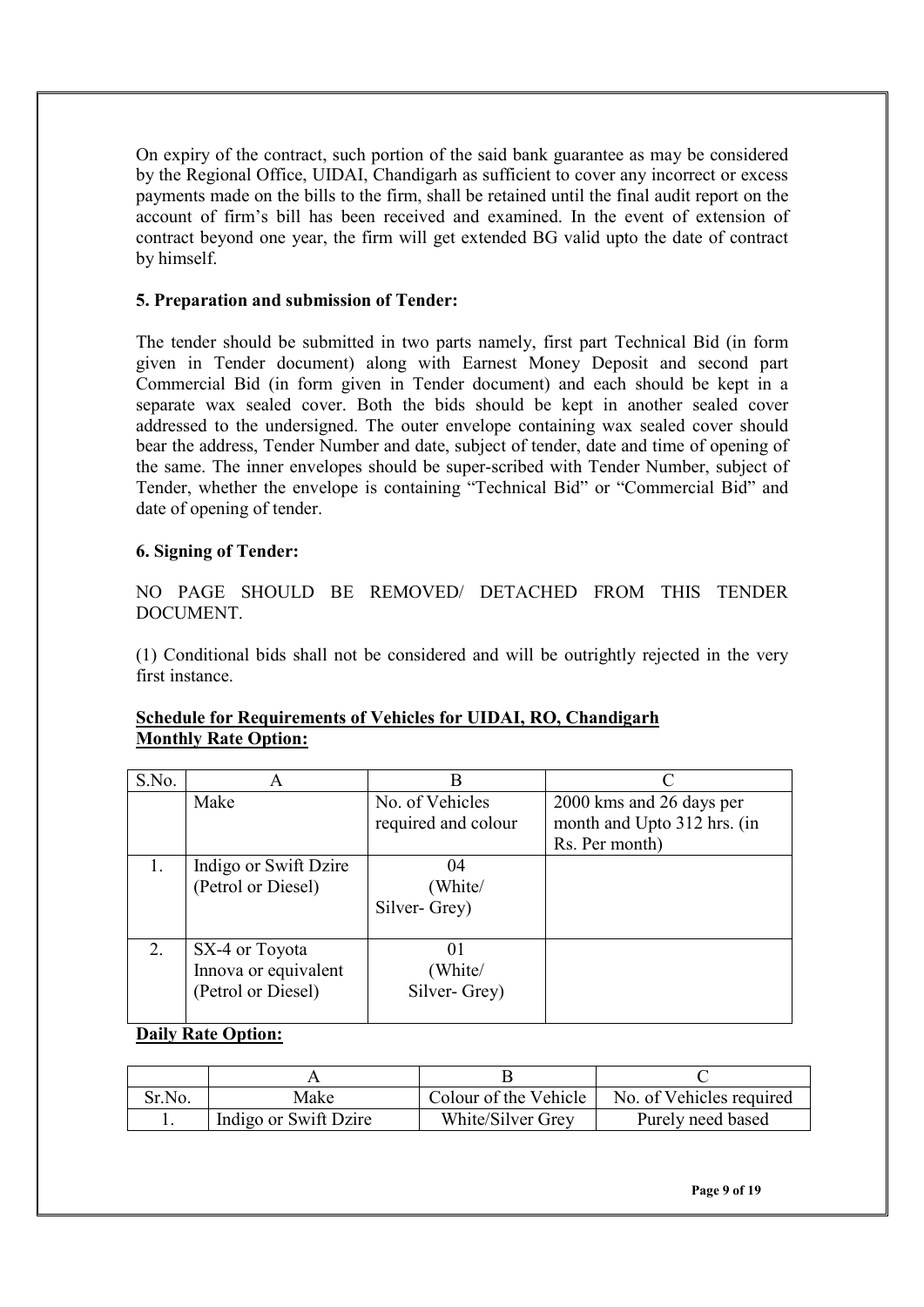On expiry of the contract, such portion of the said bank guarantee as may be considered by the Regional Office, UIDAI, Chandigarh as sufficient to cover any incorrect or excess payments made on the bills to the firm, shall be retained until the final audit report on the account of firm's bill has been received and examined. In the event of extension of contract beyond one year, the firm will get extended BG valid upto the date of contract by himself.

**5. Preparation and submission of Tender:**

The tender should be submitted in two parts namely, first part Technical Bid (in form given in Tender document) along with Earnest Money Deposit and second part Commercial Bid (in form given in Tender document) and each should be kept in a separate wax sealed cover. Both the bids should be kept in another sealed cover addressed to the undersigned. The outer envelope containing wax sealed cover should bear the address, Tender Number and date, subject of tender, date and time of opening of the same. The inner envelopes should be super-scribed with Tender Number, subject of Tender, whether the envelope is containing "Technical Bid" or "Commercial Bid" and date of opening of tender.

**6. Signing of Tender:**

NO PAGE SHOULD BE REMOVED/ DETACHED FROM THIS TENDER DOCUMENT.

(1) Conditional bids shall not be considered and will be outrightly rejected in the very first instance.

**Schedule for Requirements of Vehicles for UIDAI, RO, Chandigarh**
**Monthly Rate Option:**

| S.No. | A | B | C |
|---|---|---|---|
| | Make | No. of Vehicles required and colour | 2000 kms and 26 days per month and Upto 312 hrs. (in Rs. Per month) |
| 1. | Indigo or Swift Dzire (Petrol or Diesel) | 04 (White/ Silver- Grey) | |
| 2. | SX-4 or Toyota Innova or equivalent (Petrol or Diesel) | 01 (White/ Silver- Grey) | |

**Daily Rate Option:**

| | A | B | C |
|---|---|---|---|
| Sr.No. | Make | Colour of the Vehicle | No. of Vehicles required |
| 1. | Indigo or Swift Dzire | White/Silver Grey | Purely need based |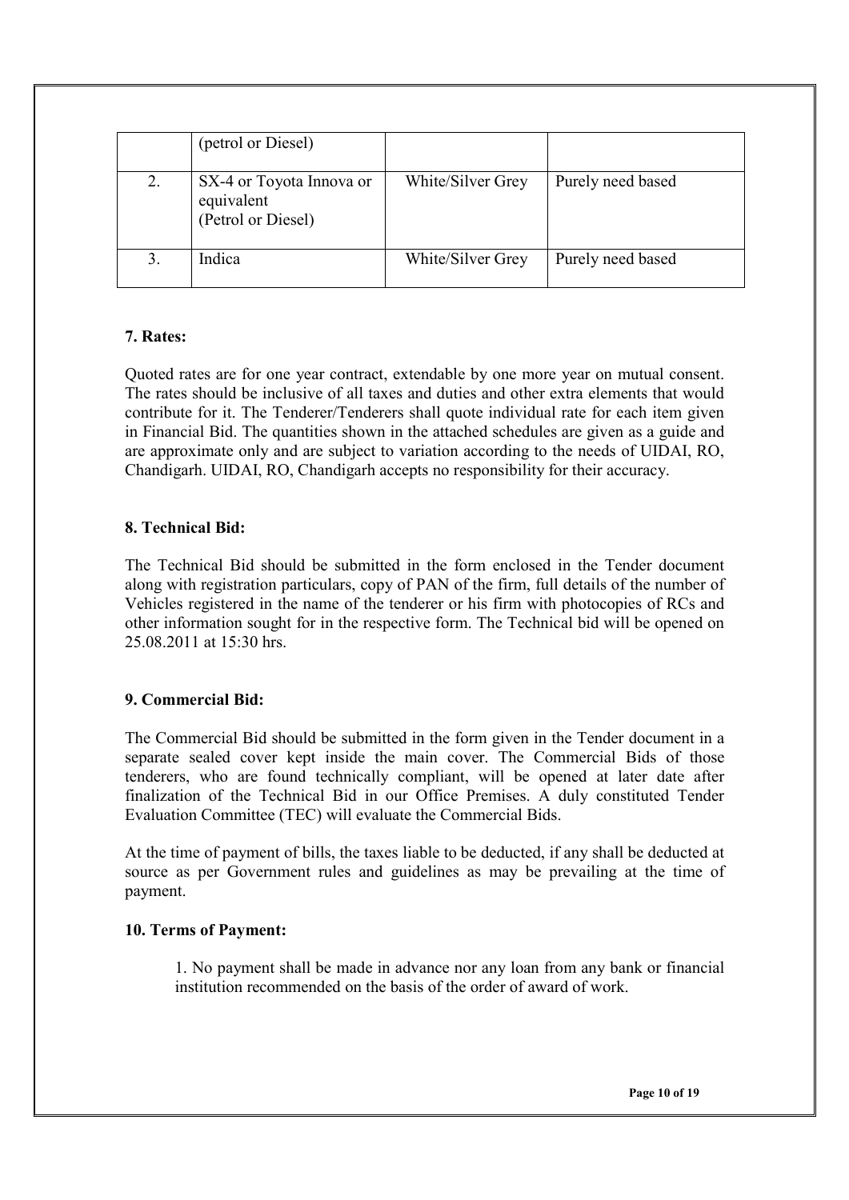|  | (petrol or Diesel) |  |  |
|---|---|---|---|
| 2. | SX-4 or Toyota Innova or equivalent (Petrol or Diesel) | White/Silver Grey | Purely need based |
| 3. | Indica | White/Silver Grey | Purely need based |

**7. Rates:**

Quoted rates are for one year contract, extendable by one more year on mutual consent. The rates should be inclusive of all taxes and duties and other extra elements that would contribute for it. The Tenderer/Tenderers shall quote individual rate for each item given in Financial Bid. The quantities shown in the attached schedules are given as a guide and are approximate only and are subject to variation according to the needs of UIDAI, RO, Chandigarh. UIDAI, RO, Chandigarh accepts no responsibility for their accuracy.

**8. Technical Bid:**

The Technical Bid should be submitted in the form enclosed in the Tender document along with registration particulars, copy of PAN of the firm, full details of the number of Vehicles registered in the name of the tenderer or his firm with photocopies of RCs and other information sought for in the respective form. The Technical bid will be opened on 25.08.2011 at 15:30 hrs.

**9. Commercial Bid:**

The Commercial Bid should be submitted in the form given in the Tender document in a separate sealed cover kept inside the main cover. The Commercial Bids of those tenderers, who are found technically compliant, will be opened at later date after finalization of the Technical Bid in our Office Premises. A duly constituted Tender Evaluation Committee (TEC) will evaluate the Commercial Bids.

At the time of payment of bills, the taxes liable to be deducted, if any shall be deducted at source as per Government rules and guidelines as may be prevailing at the time of payment.

**10. Terms of Payment:**

1. No payment shall be made in advance nor any loan from any bank or financial institution recommended on the basis of the order of award of work.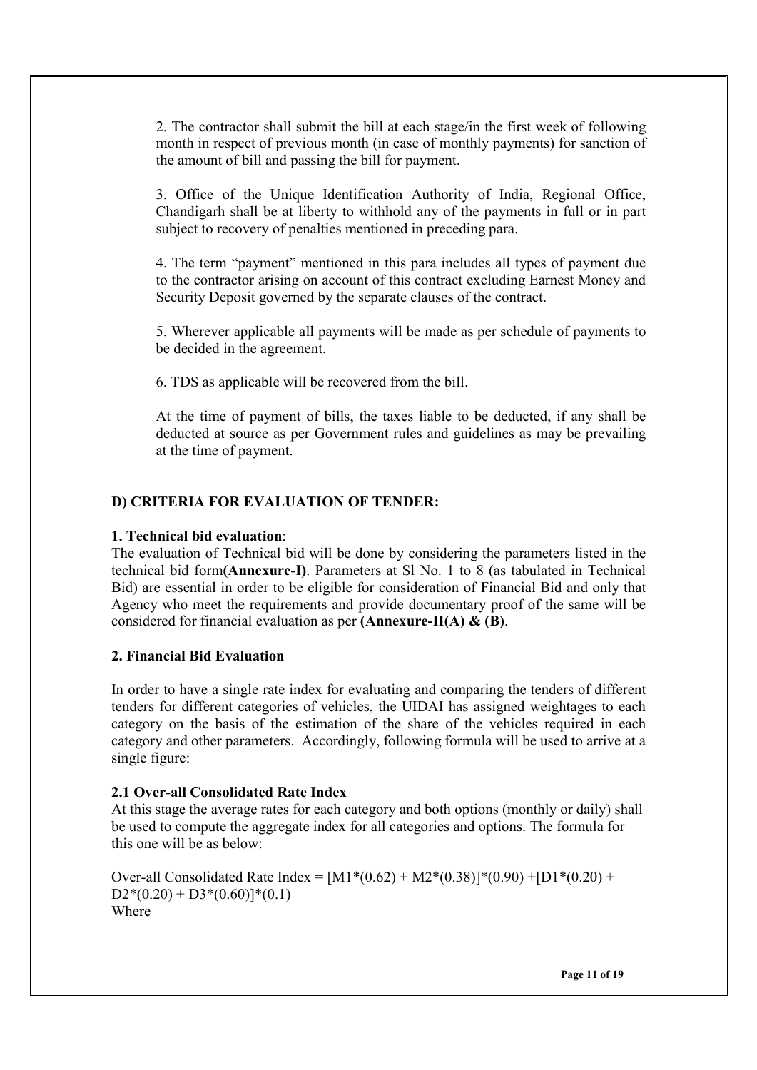2. The contractor shall submit the bill at each stage/in the first week of following month in respect of previous month (in case of monthly payments) for sanction of the amount of bill and passing the bill for payment.

3. Office of the Unique Identification Authority of India, Regional Office, Chandigarh shall be at liberty to withhold any of the payments in full or in part subject to recovery of penalties mentioned in preceding para.

4. The term "payment" mentioned in this para includes all types of payment due to the contractor arising on account of this contract excluding Earnest Money and Security Deposit governed by the separate clauses of the contract.

5. Wherever applicable all payments will be made as per schedule of payments to be decided in the agreement.

6. TDS as applicable will be recovered from the bill.

At the time of payment of bills, the taxes liable to be deducted, if any shall be deducted at source as per Government rules and guidelines as may be prevailing at the time of payment.

## D) CRITERIA FOR EVALUATION OF TENDER:

### 1. Technical bid evaluation:

The evaluation of Technical bid will be done by considering the parameters listed in the technical bid form **(Annexure-I)**. Parameters at Sl No. 1 to 8 (as tabulated in Technical Bid) are essential in order to be eligible for consideration of Financial Bid and only that Agency who meet the requirements and provide documentary proof of the same will be considered for financial evaluation as per **(Annexure-II(A) & (B)**.

### 2. Financial Bid Evaluation

In order to have a single rate index for evaluating and comparing the tenders of different tenders for different categories of vehicles, the UIDAI has assigned weightages to each category on the basis of the estimation of the share of the vehicles required in each category and other parameters. Accordingly, following formula will be used to arrive at a single figure:

#### 2.1 Over-all Consolidated Rate Index

At this stage the average rates for each category and both options (monthly or daily) shall be used to compute the aggregate index for all categories and options. The formula for this one will be as below:

$$\text{Over-all Consolidated Rate Index} = [M1*(0.62) + M2*(0.38)]*(0.90) + [D1*(0.20) + D2*(0.20) + D3*(0.60)]*(0.1)$$

Where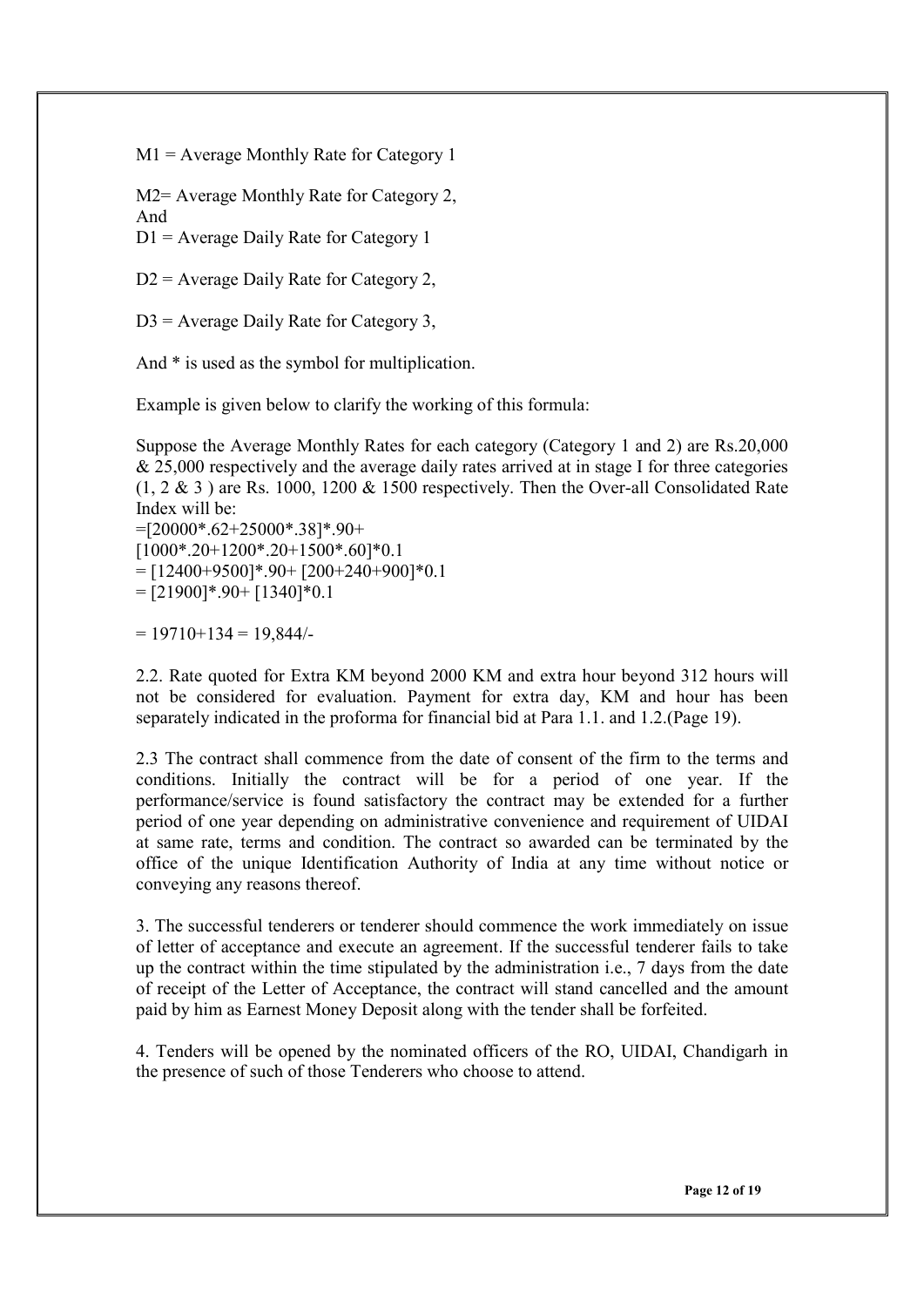M1 = Average Monthly Rate for Category 1

M2= Average Monthly Rate for Category 2,
And
D1 = Average Daily Rate for Category 1

D2 = Average Daily Rate for Category 2,

D3 = Average Daily Rate for Category 3,

And * is used as the symbol for multiplication.

Example is given below to clarify the working of this formula:

Suppose the Average Monthly Rates for each category (Category 1 and 2) are Rs.20,000 & 25,000 respectively and the average daily rates arrived at in stage I for three categories (1, 2 & 3 ) are Rs. 1000, 1200 & 1500 respectively. Then the Over-all Consolidated Rate Index will be:
=[20000*.62+25000*.38]*.90+
[1000*.20+1200*.20+1500*.60]*0.1
= [12400+9500]*.90+ [200+240+900]*0.1
= [21900]*.90+ [1340]*0.1

= 19710+134 = 19,844/-

2.2. Rate quoted for Extra KM beyond 2000 KM and extra hour beyond 312 hours will not be considered for evaluation. Payment for extra day, KM and hour has been separately indicated in the proforma for financial bid at Para 1.1. and 1.2.(Page 19).

2.3 The contract shall commence from the date of consent of the firm to the terms and conditions. Initially the contract will be for a period of one year. If the performance/service is found satisfactory the contract may be extended for a further period of one year depending on administrative convenience and requirement of UIDAI at same rate, terms and condition. The contract so awarded can be terminated by the office of the unique Identification Authority of India at any time without notice or conveying any reasons thereof.

3. The successful tenderers or tenderer should commence the work immediately on issue of letter of acceptance and execute an agreement. If the successful tenderer fails to take up the contract within the time stipulated by the administration i.e., 7 days from the date of receipt of the Letter of Acceptance, the contract will stand cancelled and the amount paid by him as Earnest Money Deposit along with the tender shall be forfeited.

4. Tenders will be opened by the nominated officers of the RO, UIDAI, Chandigarh in the presence of such of those Tenderers who choose to attend.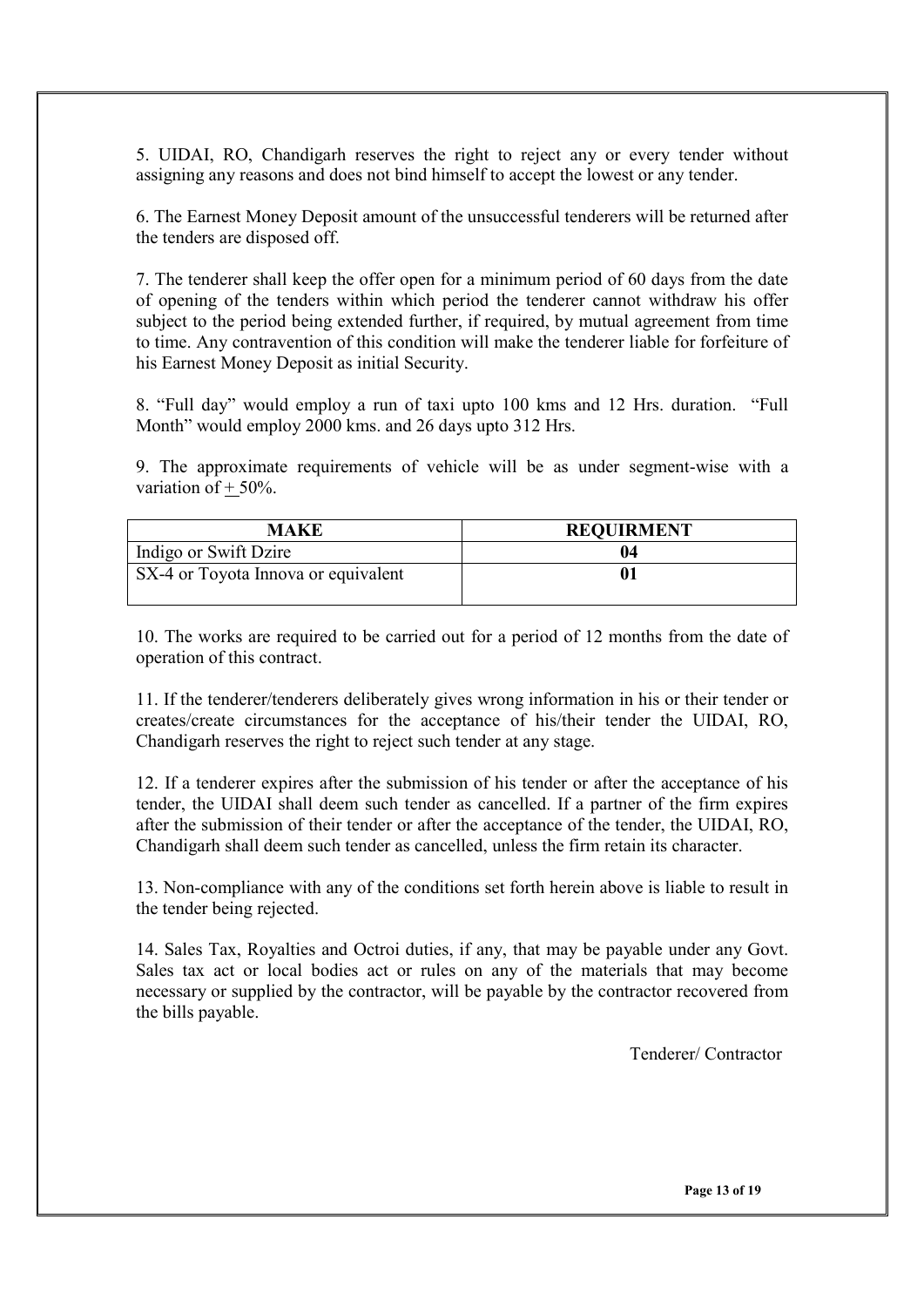5. UIDAI, RO, Chandigarh reserves the right to reject any or every tender without assigning any reasons and does not bind himself to accept the lowest or any tender.

6. The Earnest Money Deposit amount of the unsuccessful tenderers will be returned after the tenders are disposed off.

7. The tenderer shall keep the offer open for a minimum period of 60 days from the date of opening of the tenders within which period the tenderer cannot withdraw his offer subject to the period being extended further, if required, by mutual agreement from time to time. Any contravention of this condition will make the tenderer liable for forfeiture of his Earnest Money Deposit as initial Security.

8. "Full day" would employ a run of taxi upto 100 kms and 12 Hrs. duration. "Full Month" would employ 2000 kms. and 26 days upto 312 Hrs.

9. The approximate requirements of vehicle will be as under segment-wise with a variation of $\pm$ 50%.

| MAKE | REQUIRMENT |
|---|---|
| Indigo or Swift Dzire | 04 |
| SX-4 or Toyota Innova or equivalent | 01 |

10. The works are required to be carried out for a period of 12 months from the date of operation of this contract.

11. If the tenderer/tenderers deliberately gives wrong information in his or their tender or creates/create circumstances for the acceptance of his/their tender the UIDAI, RO, Chandigarh reserves the right to reject such tender at any stage.

12. If a tenderer expires after the submission of his tender or after the acceptance of his tender, the UIDAI shall deem such tender as cancelled. If a partner of the firm expires after the submission of their tender or after the acceptance of the tender, the UIDAI, RO, Chandigarh shall deem such tender as cancelled, unless the firm retain its character.

13. Non-compliance with any of the conditions set forth herein above is liable to result in the tender being rejected.

14. Sales Tax, Royalties and Octroi duties, if any, that may be payable under any Govt. Sales tax act or local bodies act or rules on any of the materials that may become necessary or supplied by the contractor, will be payable by the contractor recovered from the bills payable.

Tenderer/ Contractor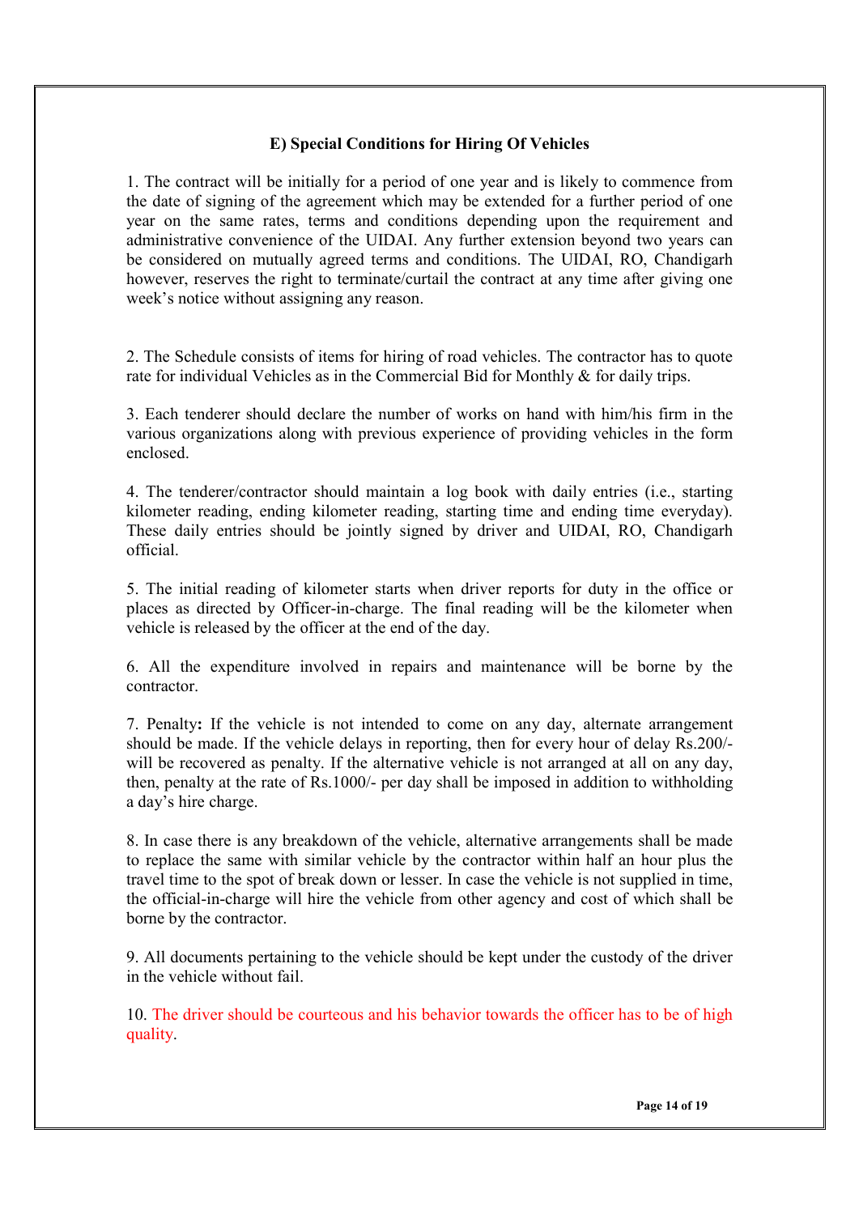### E) Special Conditions for Hiring Of Vehicles

1. The contract will be initially for a period of one year and is likely to commence from the date of signing of the agreement which may be extended for a further period of one year on the same rates, terms and conditions depending upon the requirement and administrative convenience of the UIDAI. Any further extension beyond two years can be considered on mutually agreed terms and conditions. The UIDAI, RO, Chandigarh however, reserves the right to terminate/curtail the contract at any time after giving one week's notice without assigning any reason.

2. The Schedule consists of items for hiring of road vehicles. The contractor has to quote rate for individual Vehicles as in the Commercial Bid for Monthly & for daily trips.

3. Each tenderer should declare the number of works on hand with him/his firm in the various organizations along with previous experience of providing vehicles in the form enclosed.

4. The tenderer/contractor should maintain a log book with daily entries (i.e., starting kilometer reading, ending kilometer reading, starting time and ending time everyday). These daily entries should be jointly signed by driver and UIDAI, RO, Chandigarh official.

5. The initial reading of kilometer starts when driver reports for duty in the office or places as directed by Officer-in-charge. The final reading will be the kilometer when vehicle is released by the officer at the end of the day.

6. All the expenditure involved in repairs and maintenance will be borne by the contractor.

7. Penalty**:** If the vehicle is not intended to come on any day, alternate arrangement should be made. If the vehicle delays in reporting, then for every hour of delay Rs.200/- will be recovered as penalty. If the alternative vehicle is not arranged at all on any day, then, penalty at the rate of Rs.1000/- per day shall be imposed in addition to withholding a day's hire charge.

8. In case there is any breakdown of the vehicle, alternative arrangements shall be made to replace the same with similar vehicle by the contractor within half an hour plus the travel time to the spot of break down or lesser. In case the vehicle is not supplied in time, the official-in-charge will hire the vehicle from other agency and cost of which shall be borne by the contractor.

9. All documents pertaining to the vehicle should be kept under the custody of the driver in the vehicle without fail.

10. The driver should be courteous and his behavior towards the officer has to be of high quality.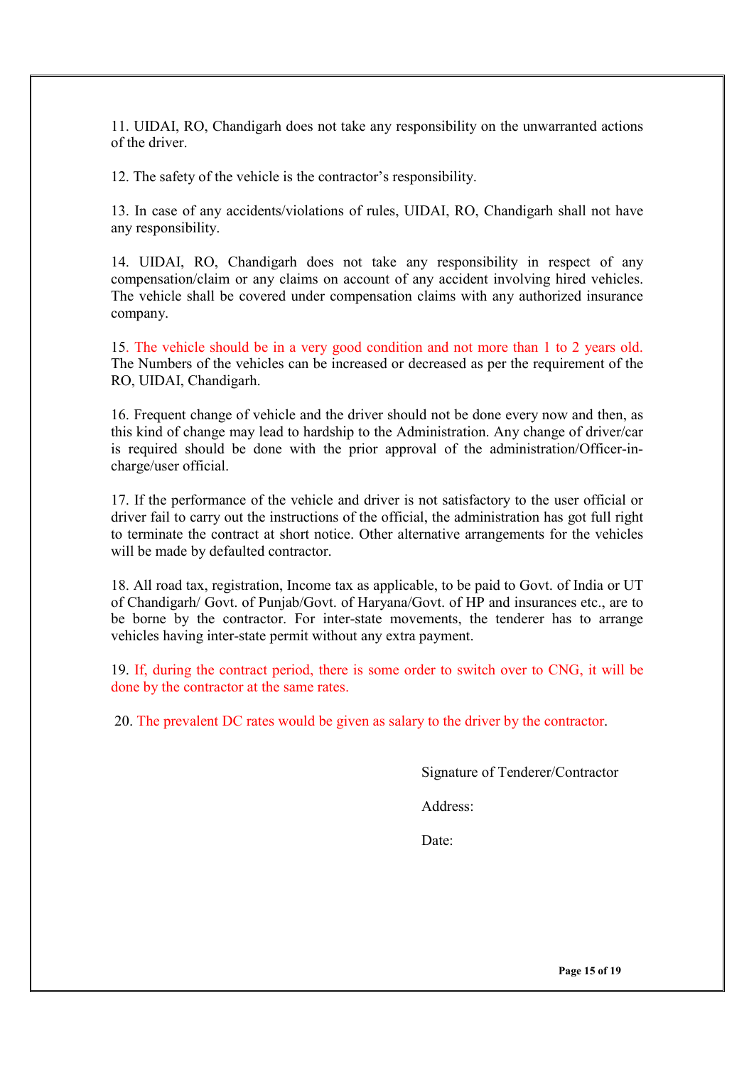11. UIDAI, RO, Chandigarh does not take any responsibility on the unwarranted actions of the driver.

12. The safety of the vehicle is the contractor's responsibility.

13. In case of any accidents/violations of rules, UIDAI, RO, Chandigarh shall not have any responsibility.

14. UIDAI, RO, Chandigarh does not take any responsibility in respect of any compensation/claim or any claims on account of any accident involving hired vehicles. The vehicle shall be covered under compensation claims with any authorized insurance company.

15. The vehicle should be in a very good condition and not more than 1 to 2 years old. The Numbers of the vehicles can be increased or decreased as per the requirement of the RO, UIDAI, Chandigarh.

16. Frequent change of vehicle and the driver should not be done every now and then, as this kind of change may lead to hardship to the Administration. Any change of driver/car is required should be done with the prior approval of the administration/Officer-in-charge/user official.

17. If the performance of the vehicle and driver is not satisfactory to the user official or driver fail to carry out the instructions of the official, the administration has got full right to terminate the contract at short notice. Other alternative arrangements for the vehicles will be made by defaulted contractor.

18. All road tax, registration, Income tax as applicable, to be paid to Govt. of India or UT of Chandigarh/ Govt. of Punjab/Govt. of Haryana/Govt. of HP and insurances etc., are to be borne by the contractor. For inter-state movements, the tenderer has to arrange vehicles having inter-state permit without any extra payment.

19. If, during the contract period, there is some order to switch over to CNG, it will be done by the contractor at the same rates.

20. The prevalent DC rates would be given as salary to the driver by the contractor.

Signature of Tenderer/Contractor

Address:

Date: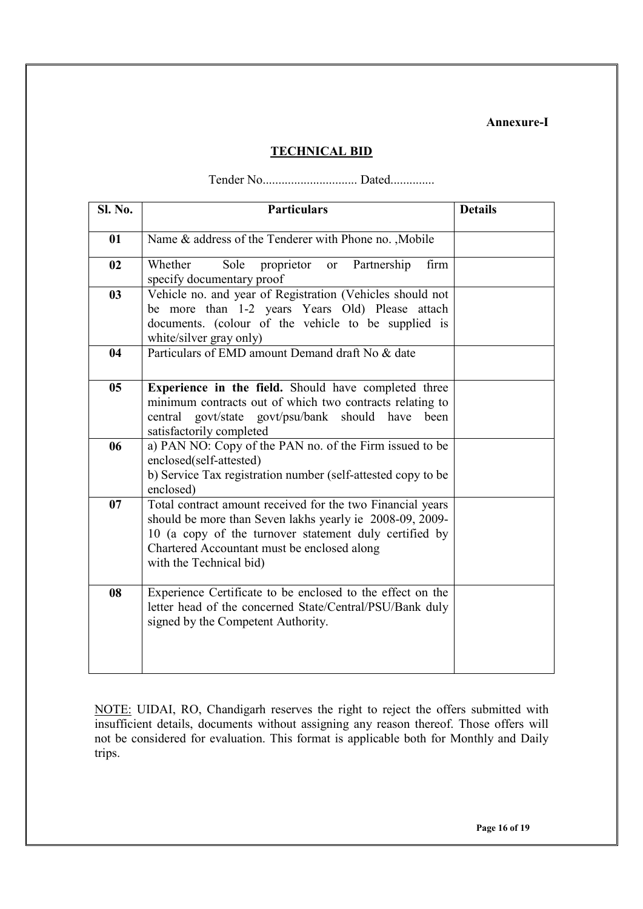**Annexure-I**

## TECHNICAL BID

Tender No.............................. Dated..............

| Sl. No. | Particulars | Details |
|---|---|---|
| 01 | Name & address of the Tenderer with Phone no. ,Mobile | |
| 02 | Whether Sole proprietor or Partnership firm specify documentary proof | |
| 03 | Vehicle no. and year of Registration (Vehicles should not be more than 1-2 years Years Old) Please attach documents. (colour of the vehicle to be supplied is white/silver gray only) | |
| 04 | Particulars of EMD amount Demand draft No & date | |
| 05 | **Experience in the field.** Should have completed three minimum contracts out of which two contracts relating to central govt/state govt/psu/bank should have been satisfactorily completed | |
| 06 | a) PAN NO: Copy of the PAN no. of the Firm issued to be enclosed(self-attested)<br>b) Service Tax registration number (self-attested copy to be enclosed) | |
| 07 | Total contract amount received for the two Financial years should be more than Seven lakhs yearly ie 2008-09, 2009-10 (a copy of the turnover statement duly certified by Chartered Accountant must be enclosed along with the Technical bid) | |
| 08 | Experience Certificate to be enclosed to the effect on the letter head of the concerned State/Central/PSU/Bank duly signed by the Competent Authority. | |

NOTE: UIDAI, RO, Chandigarh reserves the right to reject the offers submitted with insufficient details, documents without assigning any reason thereof. Those offers will not be considered for evaluation. This format is applicable both for Monthly and Daily trips.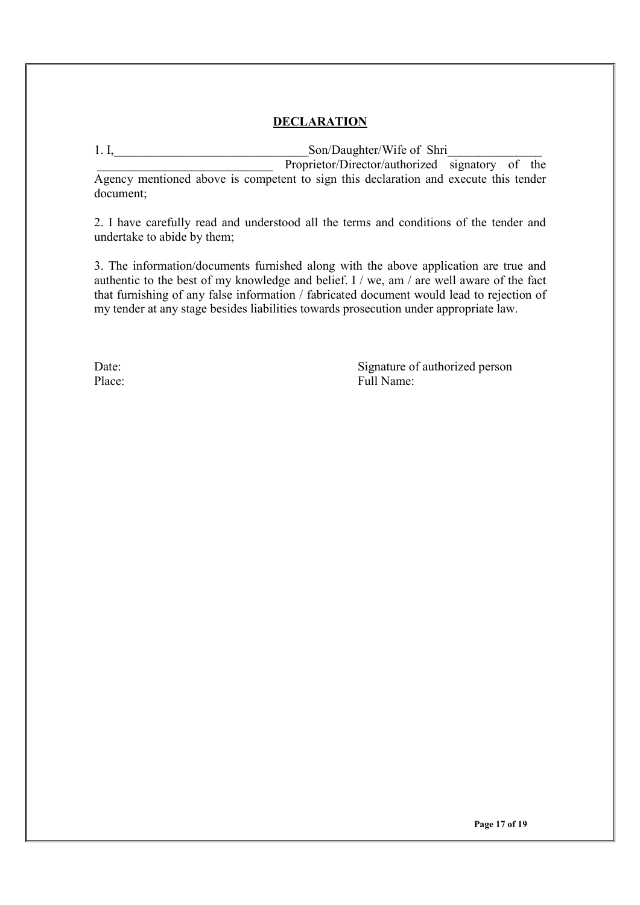## DECLARATION

1. I,\_\_\_\_\_\_\_\_\_\_\_\_\_\_\_\_\_\_\_\_\_\_\_\_\_\_\_\_\_\_\_Son/Daughter/Wife of Shri\_\_\_\_\_\_\_\_\_\_\_\_\_\_\_ \_\_\_\_\_\_\_\_\_\_\_\_\_\_\_\_\_\_\_\_\_\_\_\_\_\_\_\_ Proprietor/Director/authorized signatory of the Agency mentioned above is competent to sign this declaration and execute this tender document;

2. I have carefully read and understood all the terms and conditions of the tender and undertake to abide by them;

3. The information/documents furnished along with the above application are true and authentic to the best of my knowledge and belief. I / we, am / are well aware of the fact that furnishing of any false information / fabricated document would lead to rejection of my tender at any stage besides liabilities towards prosecution under appropriate law.

Date: Signature of authorized person

Place: Full Name: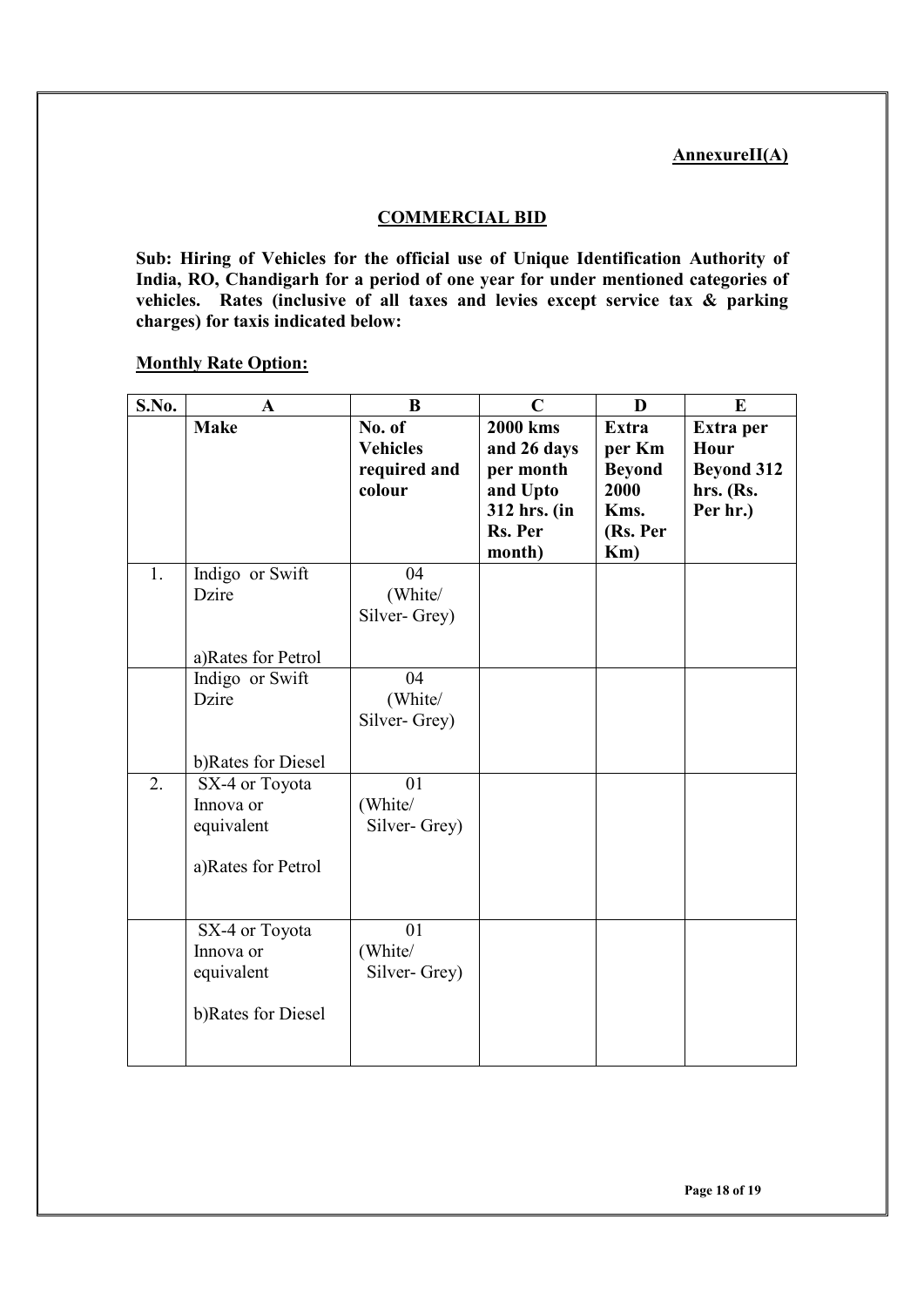**AnnexureII(A)**

## COMMERCIAL BID

**Sub: Hiring of Vehicles for the official use of Unique Identification Authority of India, RO, Chandigarh for a period of one year for under mentioned categories of vehicles. Rates (inclusive of all taxes and levies except service tax & parking charges) for taxis indicated below:**

**Monthly Rate Option:**

| S.No. | A | B | C | D | E |
|---|---|---|---|---|---|
| | **Make** | **No. of Vehicles required and colour** | **2000 kms and 26 days per month and Upto 312 hrs. (in Rs. Per month)** | **Extra per Km Beyond 2000 Kms. (Rs. Per Km)** | **Extra per Hour Beyond 312 hrs. (Rs. Per hr.)** |
| 1. | Indigo or Swift Dzire<br><br>a)Rates for Petrol | 04 (White/ Silver- Grey) | | | |
| | Indigo or Swift Dzire<br><br>b)Rates for Diesel | 04 (White/ Silver- Grey) | | | |
| 2. | SX-4 or Toyota Innova or equivalent<br><br>a)Rates for Petrol | 01 (White/ Silver- Grey) | | | |
| | SX-4 or Toyota Innova or equivalent<br><br>b)Rates for Diesel | 01 (White/ Silver- Grey) | | | |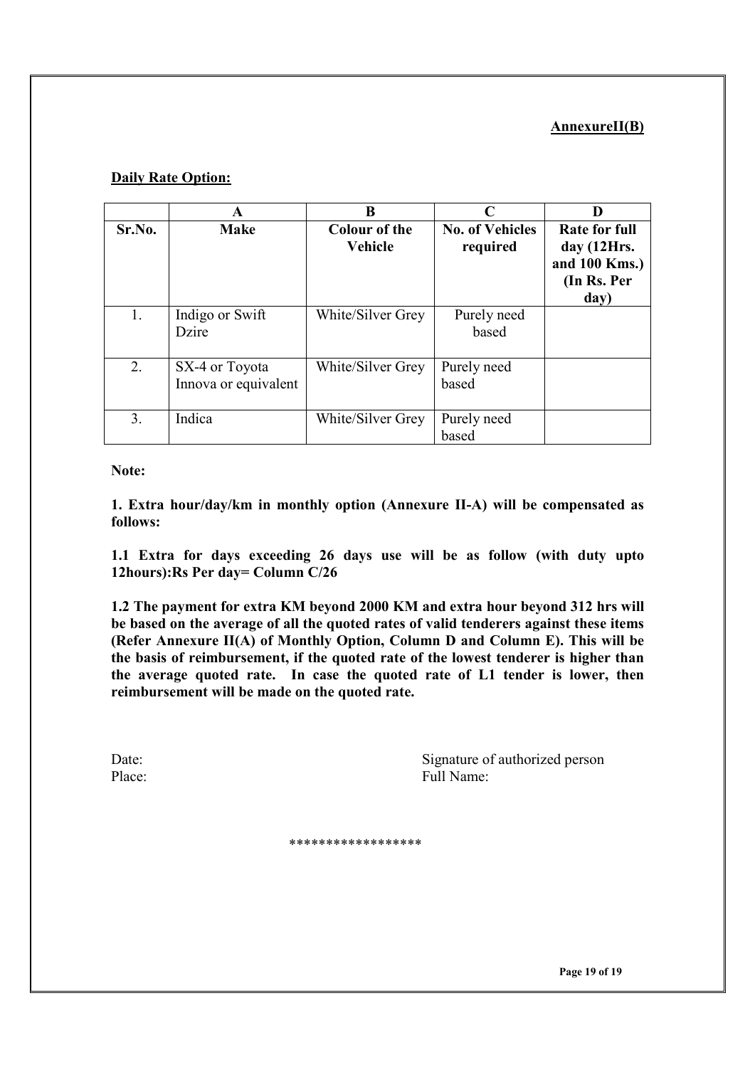**AnnexureII(B)**

**Daily Rate Option:**

| | A | B | C | D |
|---|---|---|---|---|
| **Sr.No.** | **Make** | **Colour of the Vehicle** | **No. of Vehicles required** | **Rate for full day (12Hrs. and 100 Kms.) (In Rs. Per day)** |
| 1. | Indigo or Swift Dzire | White/Silver Grey | Purely need based | |
| 2. | SX-4 or Toyota Innova or equivalent | White/Silver Grey | Purely need based | |
| 3. | Indica | White/Silver Grey | Purely need based | |

**Note:**

**1. Extra hour/day/km in monthly option (Annexure II-A) will be compensated as follows:**

**1.1 Extra for days exceeding 26 days use will be as follow (with duty upto 12hours):Rs Per day= Column C/26**

**1.2 The payment for extra KM beyond 2000 KM and extra hour beyond 312 hrs will be based on the average of all the quoted rates of valid tenderers against these items (Refer Annexure II(A) of Monthly Option, Column D and Column E). This will be the basis of reimbursement, if the quoted rate of the lowest tenderer is higher than the average quoted rate. In case the quoted rate of L1 tender is lower, then reimbursement will be made on the quoted rate.**

Date:
Place:

Signature of authorized person
Full Name:

******************